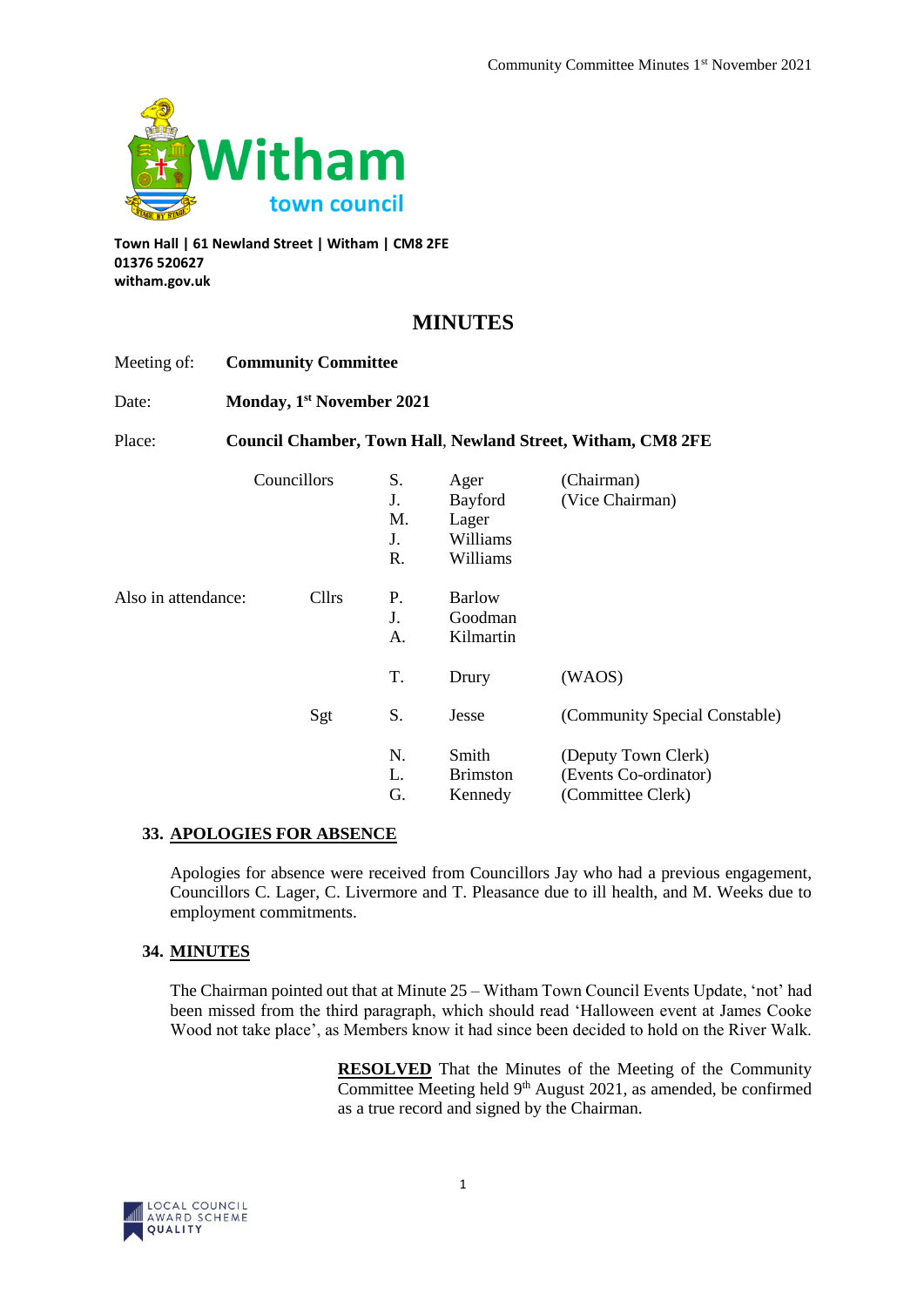Witham
town council

**Town Hall | 61 Newland Street | Witham | CM8 2FE**
**01376 520627**
**witham.gov.uk**

# MINUTES

Meeting of: **Community Committee**

Date: **Monday, 1st November 2021**

Place: **Council Chamber, Town Hall, Newland Street, Witham, CM8 2FE**

| | | | | |
|---|---|---|---|---|
| Councillors | | S. | Ager | (Chairman) |
| | | J. | Bayford | (Vice Chairman) |
| | | M. | Lager | |
| | | J. | Williams | |
| | | R. | Williams | |
| Also in attendance: | Cllrs | P. | Barlow | |
| | | J. | Goodman | |
| | | A. | Kilmartin | |
| | | T. | Drury | (WAOS) |
| | Sgt | S. | Jesse | (Community Special Constable) |
| | | N. | Smith | (Deputy Town Clerk) |
| | | L. | Brimston | (Events Co-ordinator) |
| | | G. | Kennedy | (Committee Clerk) |

## 33. APOLOGIES FOR ABSENCE

Apologies for absence were received from Councillors Jay who had a previous engagement, Councillors C. Lager, C. Livermore and T. Pleasance due to ill health, and M. Weeks due to employment commitments.

## 34. MINUTES

The Chairman pointed out that at Minute 25 – Witham Town Council Events Update, 'not' had been missed from the third paragraph, which should read 'Halloween event at James Cooke Wood not take place', as Members know it had since been decided to hold on the River Walk.

> **RESOLVED** That the Minutes of the Meeting of the Community Committee Meeting held 9th August 2021, as amended, be confirmed as a true record and signed by the Chairman.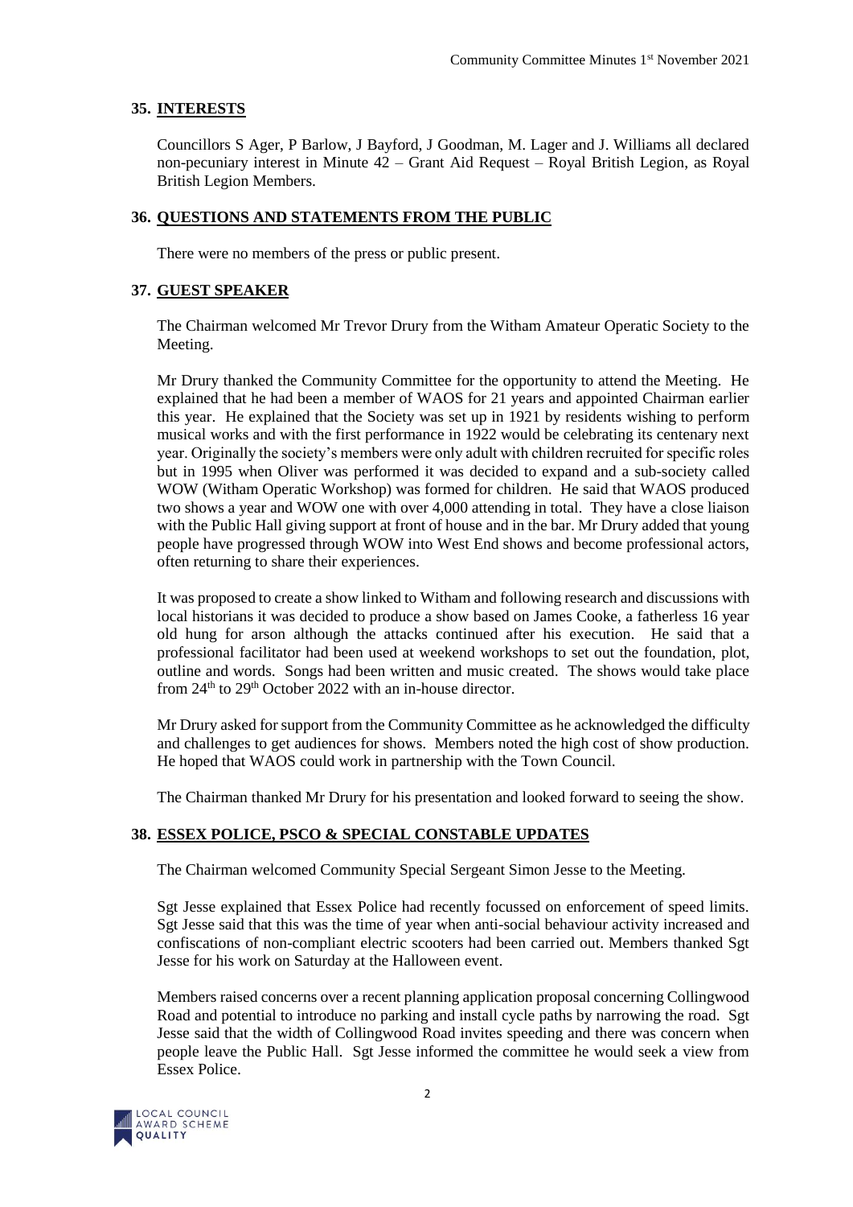## 35. INTERESTS

Councillors S Ager, P Barlow, J Bayford, J Goodman, M. Lager and J. Williams all declared non-pecuniary interest in Minute 42 – Grant Aid Request – Royal British Legion, as Royal British Legion Members.

## 36. QUESTIONS AND STATEMENTS FROM THE PUBLIC

There were no members of the press or public present.

## 37. GUEST SPEAKER

The Chairman welcomed Mr Trevor Drury from the Witham Amateur Operatic Society to the Meeting.

Mr Drury thanked the Community Committee for the opportunity to attend the Meeting. He explained that he had been a member of WAOS for 21 years and appointed Chairman earlier this year. He explained that the Society was set up in 1921 by residents wishing to perform musical works and with the first performance in 1922 would be celebrating its centenary next year. Originally the society's members were only adult with children recruited for specific roles but in 1995 when Oliver was performed it was decided to expand and a sub-society called WOW (Witham Operatic Workshop) was formed for children. He said that WAOS produced two shows a year and WOW one with over 4,000 attending in total. They have a close liaison with the Public Hall giving support at front of house and in the bar. Mr Drury added that young people have progressed through WOW into West End shows and become professional actors, often returning to share their experiences.

It was proposed to create a show linked to Witham and following research and discussions with local historians it was decided to produce a show based on James Cooke, a fatherless 16 year old hung for arson although the attacks continued after his execution. He said that a professional facilitator had been used at weekend workshops to set out the foundation, plot, outline and words. Songs had been written and music created. The shows would take place from 24th to 29th October 2022 with an in-house director.

Mr Drury asked for support from the Community Committee as he acknowledged the difficulty and challenges to get audiences for shows. Members noted the high cost of show production. He hoped that WAOS could work in partnership with the Town Council.

The Chairman thanked Mr Drury for his presentation and looked forward to seeing the show.

## 38. ESSEX POLICE, PSCO & SPECIAL CONSTABLE UPDATES

The Chairman welcomed Community Special Sergeant Simon Jesse to the Meeting.

Sgt Jesse explained that Essex Police had recently focussed on enforcement of speed limits. Sgt Jesse said that this was the time of year when anti-social behaviour activity increased and confiscations of non-compliant electric scooters had been carried out. Members thanked Sgt Jesse for his work on Saturday at the Halloween event.

Members raised concerns over a recent planning application proposal concerning Collingwood Road and potential to introduce no parking and install cycle paths by narrowing the road. Sgt Jesse said that the width of Collingwood Road invites speeding and there was concern when people leave the Public Hall. Sgt Jesse informed the committee he would seek a view from Essex Police.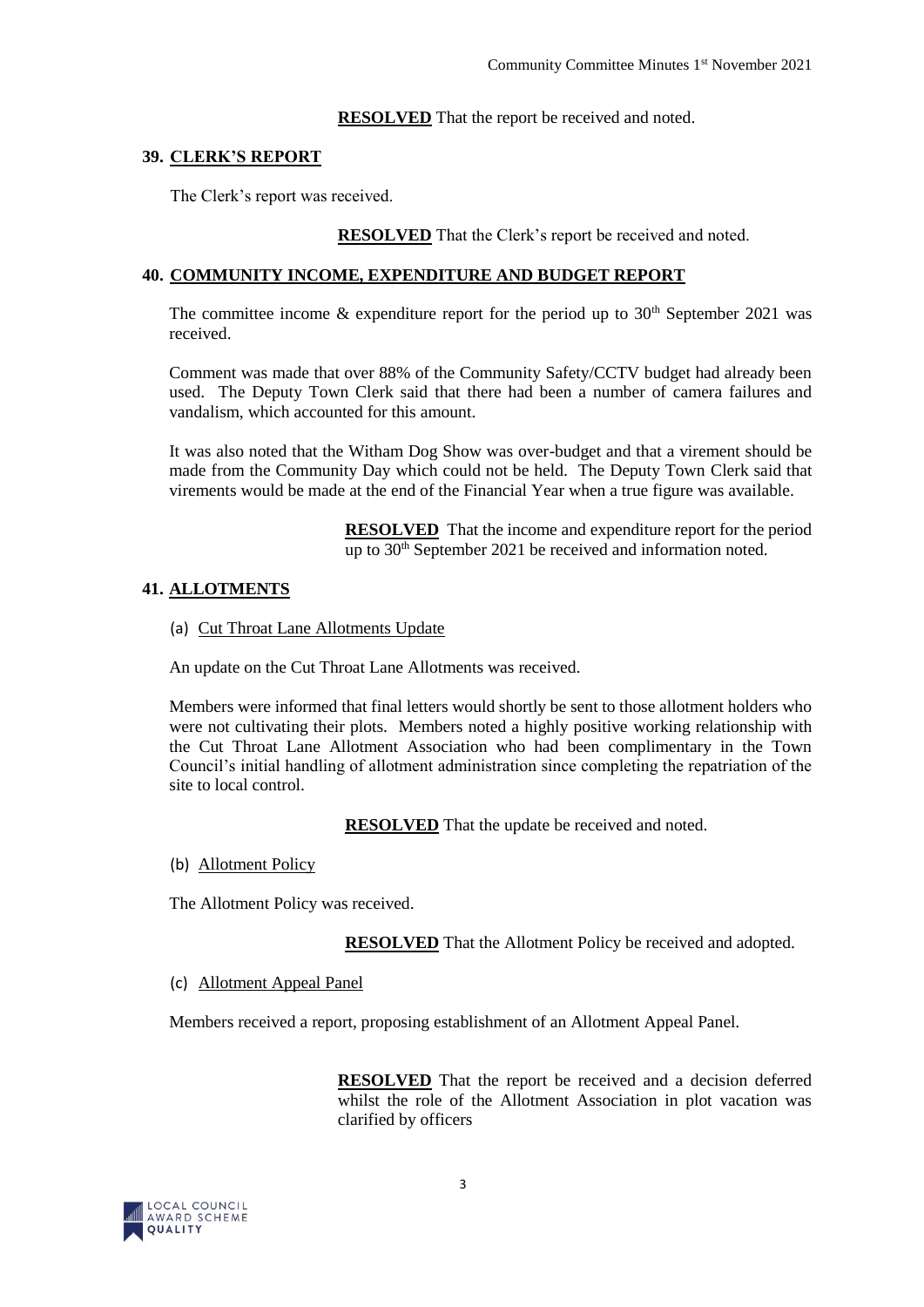**RESOLVED** That the report be received and noted.

## 39. CLERK'S REPORT

The Clerk's report was received.

**RESOLVED** That the Clerk's report be received and noted.

## 40. COMMUNITY INCOME, EXPENDITURE AND BUDGET REPORT

The committee income & expenditure report for the period up to 30th September 2021 was received.

Comment was made that over 88% of the Community Safety/CCTV budget had already been used. The Deputy Town Clerk said that there had been a number of camera failures and vandalism, which accounted for this amount.

It was also noted that the Witham Dog Show was over-budget and that a virement should be made from the Community Day which could not be held. The Deputy Town Clerk said that virements would be made at the end of the Financial Year when a true figure was available.

**RESOLVED** That the income and expenditure report for the period up to 30th September 2021 be received and information noted.

## 41. ALLOTMENTS

### (a) Cut Throat Lane Allotments Update

An update on the Cut Throat Lane Allotments was received.

Members were informed that final letters would shortly be sent to those allotment holders who were not cultivating their plots. Members noted a highly positive working relationship with the Cut Throat Lane Allotment Association who had been complimentary in the Town Council's initial handling of allotment administration since completing the repatriation of the site to local control.

**RESOLVED** That the update be received and noted.

### (b) Allotment Policy

The Allotment Policy was received.

**RESOLVED** That the Allotment Policy be received and adopted.

### (c) Allotment Appeal Panel

Members received a report, proposing establishment of an Allotment Appeal Panel.

**RESOLVED** That the report be received and a decision deferred whilst the role of the Allotment Association in plot vacation was clarified by officers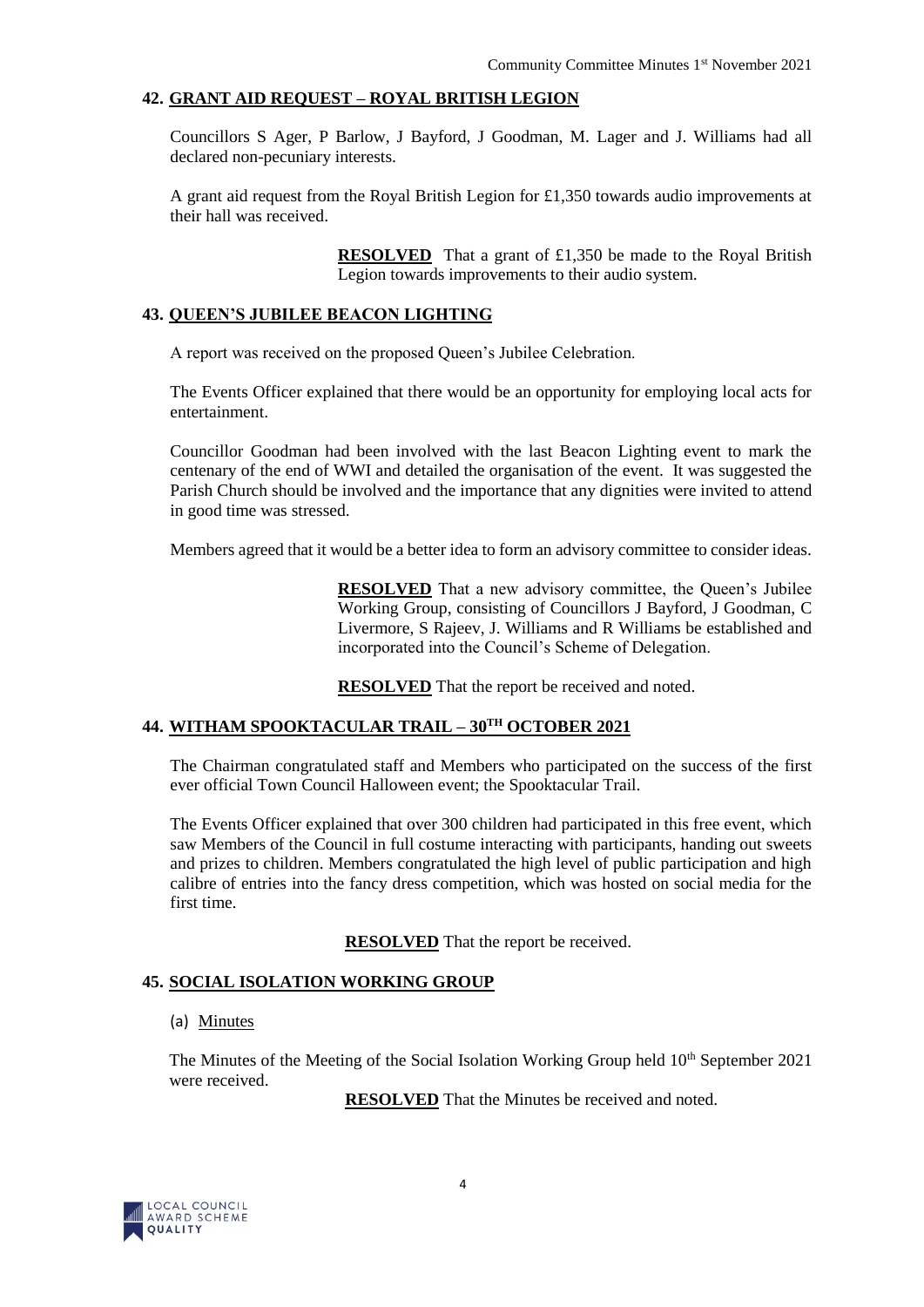## 42. GRANT AID REQUEST – ROYAL BRITISH LEGION

Councillors S Ager, P Barlow, J Bayford, J Goodman, M. Lager and J. Williams had all declared non-pecuniary interests.

A grant aid request from the Royal British Legion for £1,350 towards audio improvements at their hall was received.

> **RESOLVED** That a grant of £1,350 be made to the Royal British Legion towards improvements to their audio system.

## 43. QUEEN'S JUBILEE BEACON LIGHTING

A report was received on the proposed Queen's Jubilee Celebration.

The Events Officer explained that there would be an opportunity for employing local acts for entertainment.

Councillor Goodman had been involved with the last Beacon Lighting event to mark the centenary of the end of WWI and detailed the organisation of the event. It was suggested the Parish Church should be involved and the importance that any dignities were invited to attend in good time was stressed.

Members agreed that it would be a better idea to form an advisory committee to consider ideas.

> **RESOLVED** That a new advisory committee, the Queen's Jubilee Working Group, consisting of Councillors J Bayford, J Goodman, C Livermore, S Rajeev, J. Williams and R Williams be established and incorporated into the Council's Scheme of Delegation.

> **RESOLVED** That the report be received and noted.

## 44. WITHAM SPOOKTACULAR TRAIL – 30TH OCTOBER 2021

The Chairman congratulated staff and Members who participated on the success of the first ever official Town Council Halloween event; the Spooktacular Trail.

The Events Officer explained that over 300 children had participated in this free event, which saw Members of the Council in full costume interacting with participants, handing out sweets and prizes to children. Members congratulated the high level of public participation and high calibre of entries into the fancy dress competition, which was hosted on social media for the first time.

> **RESOLVED** That the report be received.

## 45. SOCIAL ISOLATION WORKING GROUP

(a) Minutes

The Minutes of the Meeting of the Social Isolation Working Group held 10th September 2021 were received.

> **RESOLVED** That the Minutes be received and noted.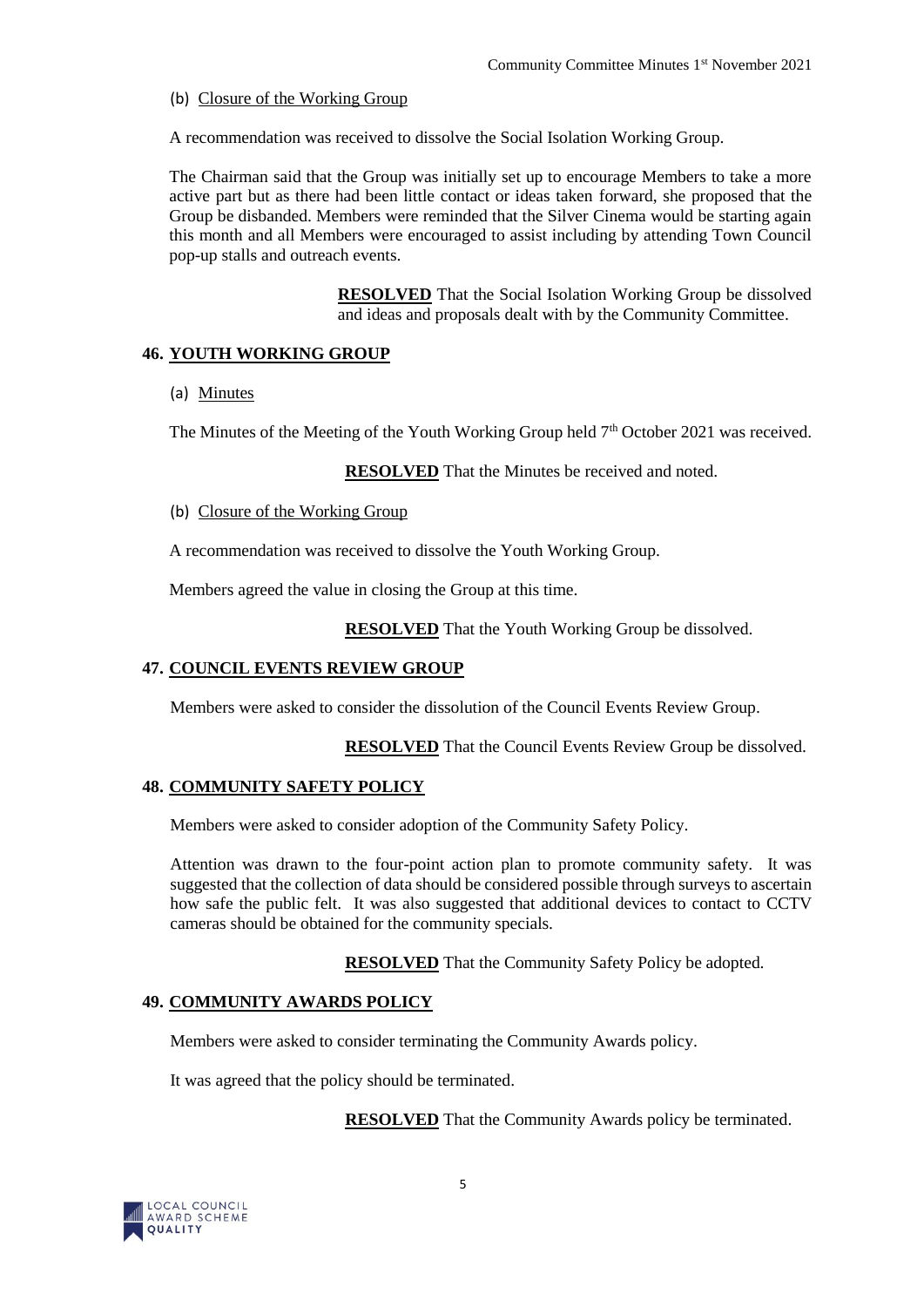(b) Closure of the Working Group

A recommendation was received to dissolve the Social Isolation Working Group.

The Chairman said that the Group was initially set up to encourage Members to take a more active part but as there had been little contact or ideas taken forward, she proposed that the Group be disbanded. Members were reminded that the Silver Cinema would be starting again this month and all Members were encouraged to assist including by attending Town Council pop-up stalls and outreach events.

**RESOLVED** That the Social Isolation Working Group be dissolved and ideas and proposals dealt with by the Community Committee.

## 46. YOUTH WORKING GROUP

(a) Minutes

The Minutes of the Meeting of the Youth Working Group held 7th October 2021 was received.

**RESOLVED** That the Minutes be received and noted.

(b) Closure of the Working Group

A recommendation was received to dissolve the Youth Working Group.

Members agreed the value in closing the Group at this time.

**RESOLVED** That the Youth Working Group be dissolved.

## 47. COUNCIL EVENTS REVIEW GROUP

Members were asked to consider the dissolution of the Council Events Review Group.

**RESOLVED** That the Council Events Review Group be dissolved.

## 48. COMMUNITY SAFETY POLICY

Members were asked to consider adoption of the Community Safety Policy.

Attention was drawn to the four-point action plan to promote community safety. It was suggested that the collection of data should be considered possible through surveys to ascertain how safe the public felt. It was also suggested that additional devices to contact to CCTV cameras should be obtained for the community specials.

**RESOLVED** That the Community Safety Policy be adopted.

## 49. COMMUNITY AWARDS POLICY

Members were asked to consider terminating the Community Awards policy.

It was agreed that the policy should be terminated.

**RESOLVED** That the Community Awards policy be terminated.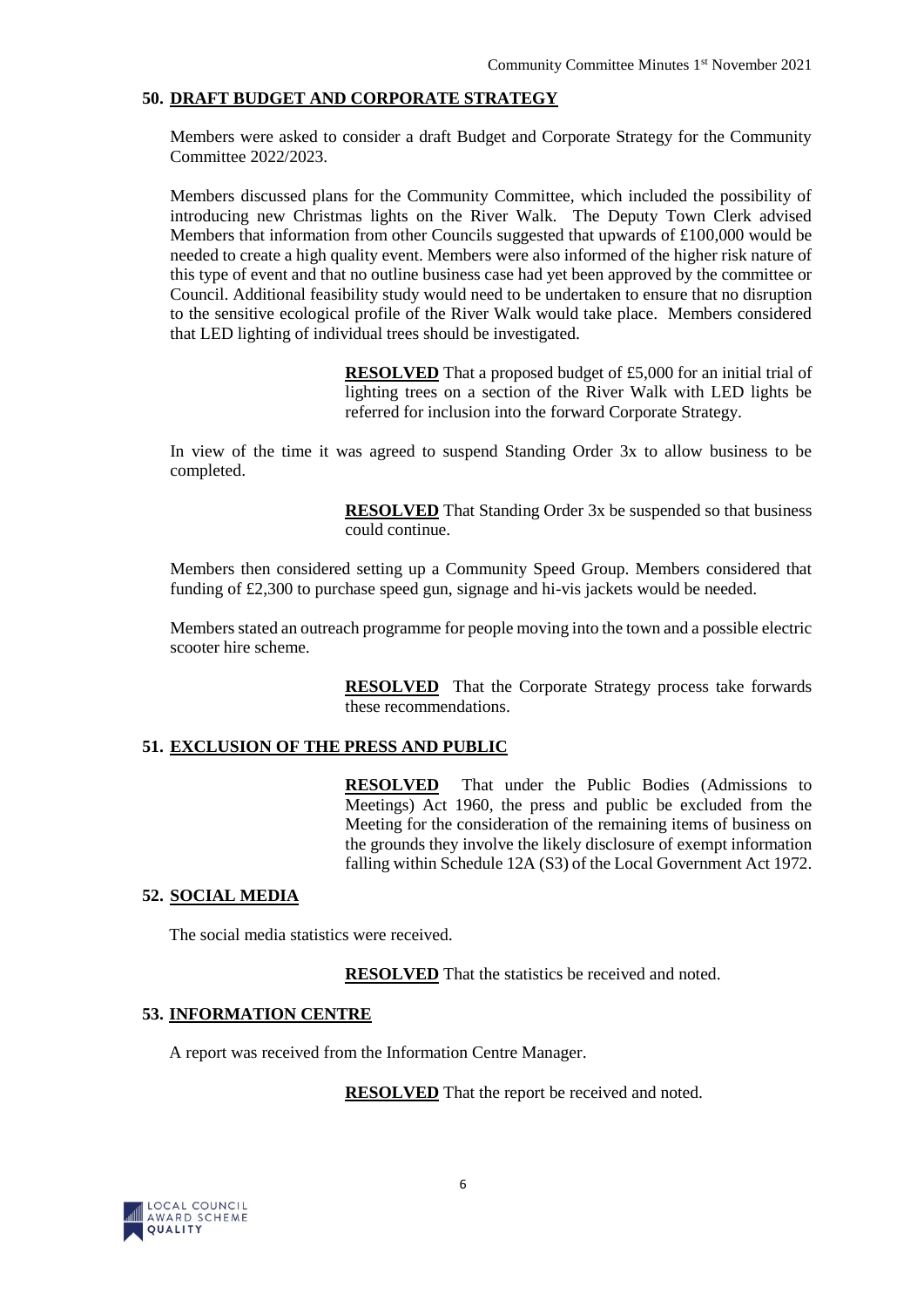## 50. DRAFT BUDGET AND CORPORATE STRATEGY

Members were asked to consider a draft Budget and Corporate Strategy for the Community Committee 2022/2023.

Members discussed plans for the Community Committee, which included the possibility of introducing new Christmas lights on the River Walk. The Deputy Town Clerk advised Members that information from other Councils suggested that upwards of £100,000 would be needed to create a high quality event. Members were also informed of the higher risk nature of this type of event and that no outline business case had yet been approved by the committee or Council. Additional feasibility study would need to be undertaken to ensure that no disruption to the sensitive ecological profile of the River Walk would take place. Members considered that LED lighting of individual trees should be investigated.

> **RESOLVED** That a proposed budget of £5,000 for an initial trial of lighting trees on a section of the River Walk with LED lights be referred for inclusion into the forward Corporate Strategy.

In view of the time it was agreed to suspend Standing Order 3x to allow business to be completed.

> **RESOLVED** That Standing Order 3x be suspended so that business could continue.

Members then considered setting up a Community Speed Group. Members considered that funding of £2,300 to purchase speed gun, signage and hi-vis jackets would be needed.

Members stated an outreach programme for people moving into the town and a possible electric scooter hire scheme.

> **RESOLVED** That the Corporate Strategy process take forwards these recommendations.

## 51. EXCLUSION OF THE PRESS AND PUBLIC

> **RESOLVED** That under the Public Bodies (Admissions to Meetings) Act 1960, the press and public be excluded from the Meeting for the consideration of the remaining items of business on the grounds they involve the likely disclosure of exempt information falling within Schedule 12A (S3) of the Local Government Act 1972.

## 52. SOCIAL MEDIA

The social media statistics were received.

> **RESOLVED** That the statistics be received and noted.

## 53. INFORMATION CENTRE

A report was received from the Information Centre Manager.

> **RESOLVED** That the report be received and noted.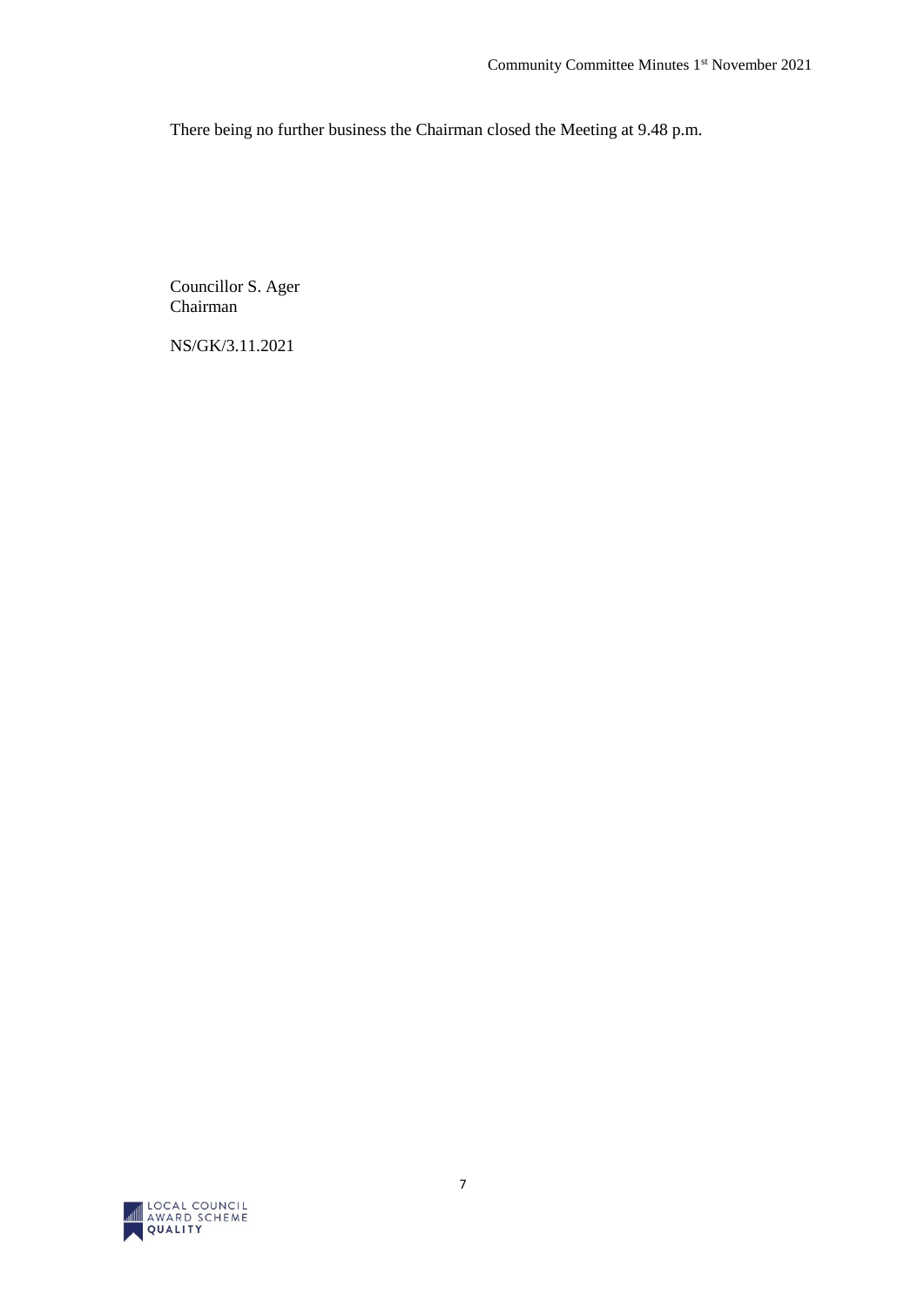There being no further business the Chairman closed the Meeting at 9.48 p.m.

Councillor S. Ager
Chairman

NS/GK/3.11.2021